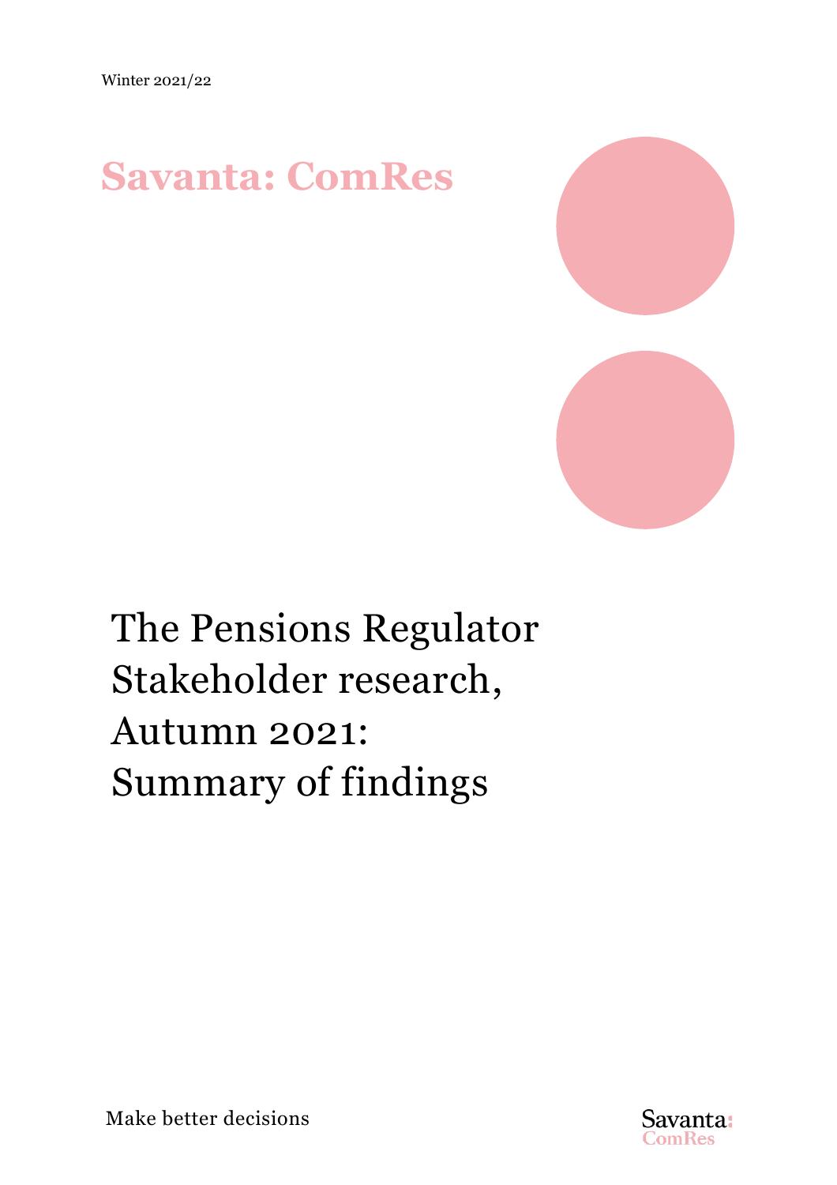Winter 2021/22

**Savanta: ComRes**

# The Pensions Regulator Stakeholder research, Autumn 2021: Summary of findings

Make better decisions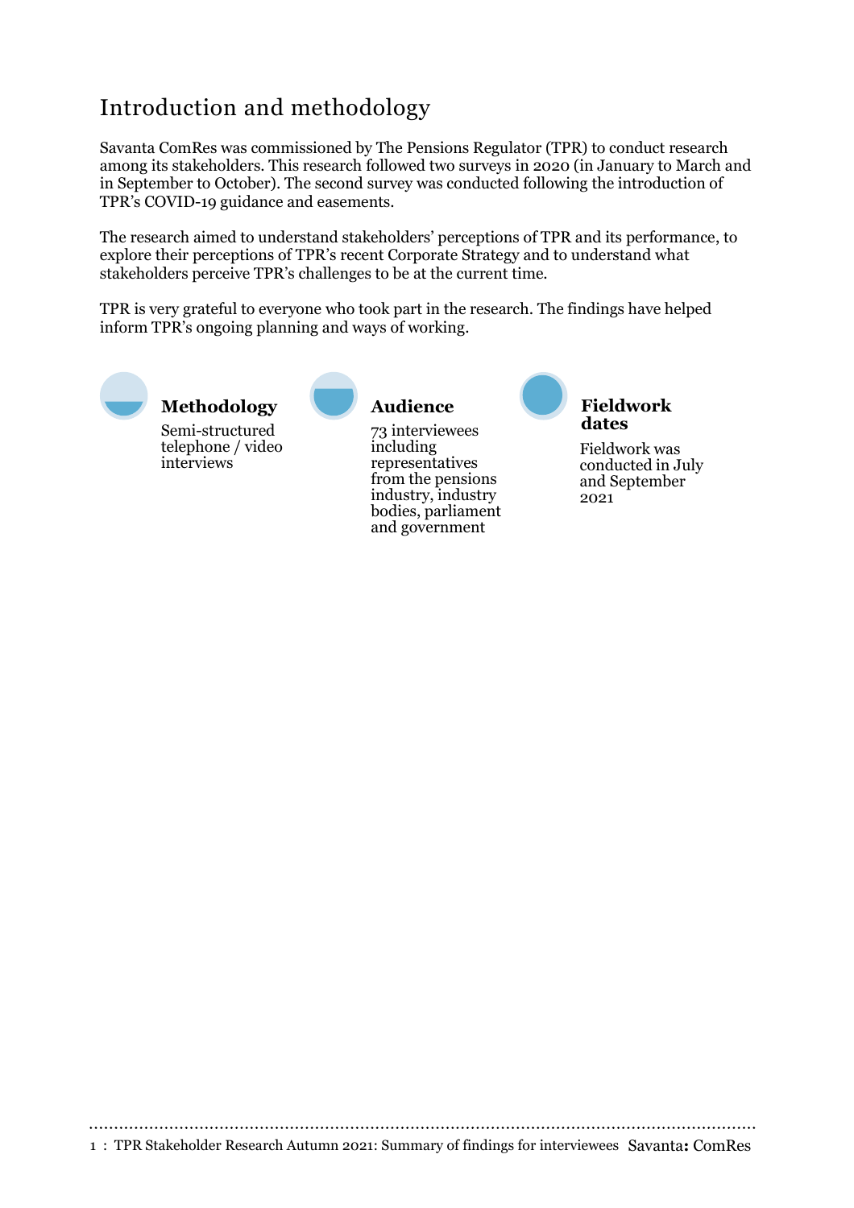# Introduction and methodology

Savanta ComRes was commissioned by The Pensions Regulator (TPR) to conduct research among its stakeholders. This research followed two surveys in 2020 (in January to March and in September to October). The second survey was conducted following the introduction of TPR's COVID-19 guidance and easements.

The research aimed to understand stakeholders' perceptions of TPR and its performance, to explore their perceptions of TPR's recent Corporate Strategy and to understand what stakeholders perceive TPR's challenges to be at the current time.

TPR is very grateful to everyone who took part in the research. The findings have helped inform TPR's ongoing planning and ways of working.

**Methodology**

Semi-structured telephone / video interviews

**Audience**

73 interviewees including representatives from the pensions industry, industry bodies, parliament and government

**Fieldwork dates**

Fieldwork was conducted in July and September 2021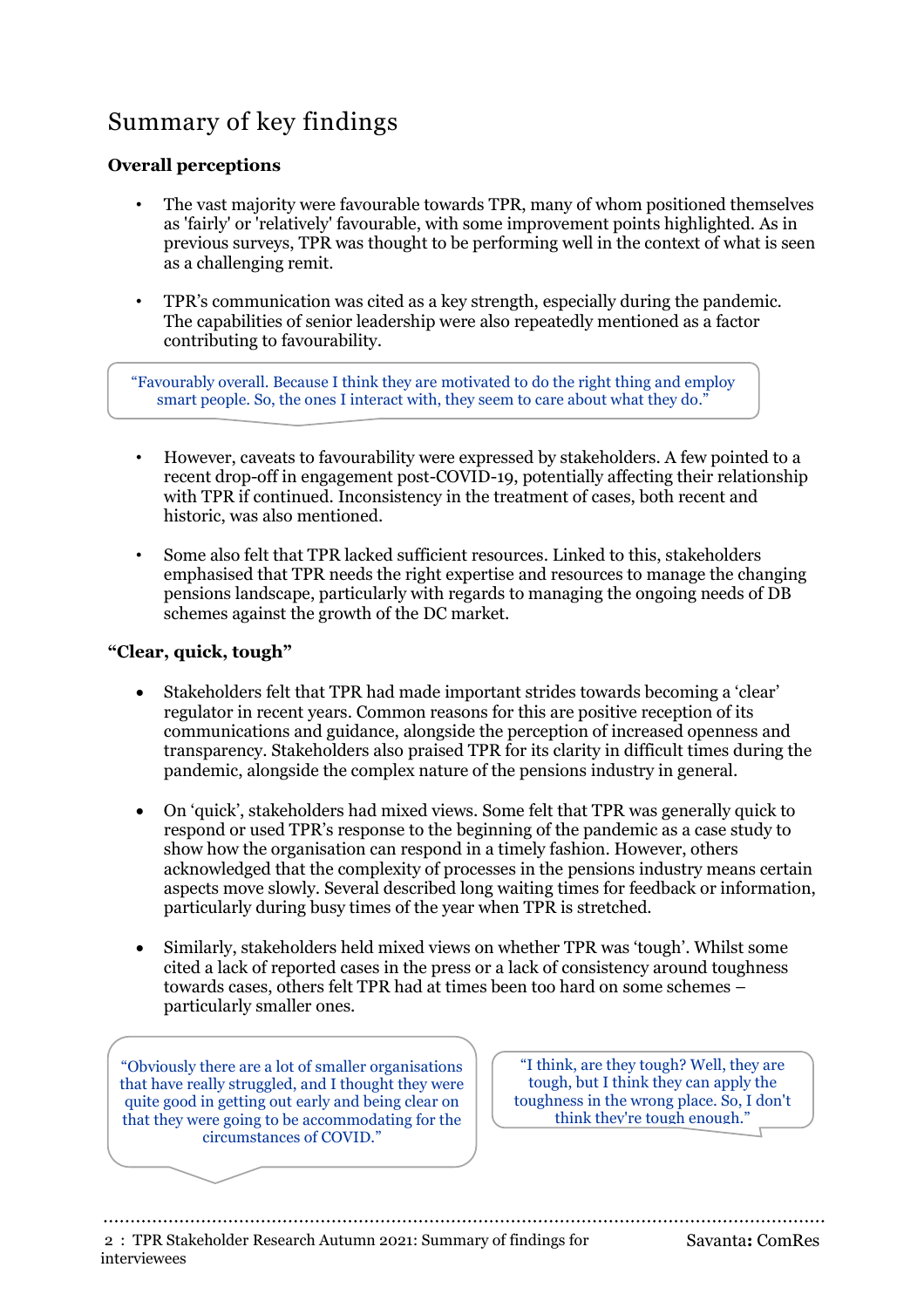# Summary of key findings

## Overall perceptions

- The vast majority were favourable towards TPR, many of whom positioned themselves as 'fairly' or 'relatively' favourable, with some improvement points highlighted. As in previous surveys, TPR was thought to be performing well in the context of what is seen as a challenging remit.
- TPR's communication was cited as a key strength, especially during the pandemic. The capabilities of senior leadership were also repeatedly mentioned as a factor contributing to favourability.

> "Favourably overall. Because I think they are motivated to do the right thing and employ smart people. So, the ones I interact with, they seem to care about what they do."

- However, caveats to favourability were expressed by stakeholders. A few pointed to a recent drop-off in engagement post-COVID-19, potentially affecting their relationship with TPR if continued. Inconsistency in the treatment of cases, both recent and historic, was also mentioned.
- Some also felt that TPR lacked sufficient resources. Linked to this, stakeholders emphasised that TPR needs the right expertise and resources to manage the changing pensions landscape, particularly with regards to managing the ongoing needs of DB schemes against the growth of the DC market.

## "Clear, quick, tough"

- Stakeholders felt that TPR had made important strides towards becoming a 'clear' regulator in recent years. Common reasons for this are positive reception of its communications and guidance, alongside the perception of increased openness and transparency. Stakeholders also praised TPR for its clarity in difficult times during the pandemic, alongside the complex nature of the pensions industry in general.
- On 'quick', stakeholders had mixed views. Some felt that TPR was generally quick to respond or used TPR's response to the beginning of the pandemic as a case study to show how the organisation can respond in a timely fashion. However, others acknowledged that the complexity of processes in the pensions industry means certain aspects move slowly. Several described long waiting times for feedback or information, particularly during busy times of the year when TPR is stretched.
- Similarly, stakeholders held mixed views on whether TPR was 'tough'. Whilst some cited a lack of reported cases in the press or a lack of consistency around toughness towards cases, others felt TPR had at times been too hard on some schemes – particularly smaller ones.

> "Obviously there are a lot of smaller organisations that have really struggled, and I thought they were quite good in getting out early and being clear on that they were going to be accommodating for the circumstances of COVID."

> "I think, are they tough? Well, they are tough, but I think they can apply the toughness in the wrong place. So, I don't think they're tough enough."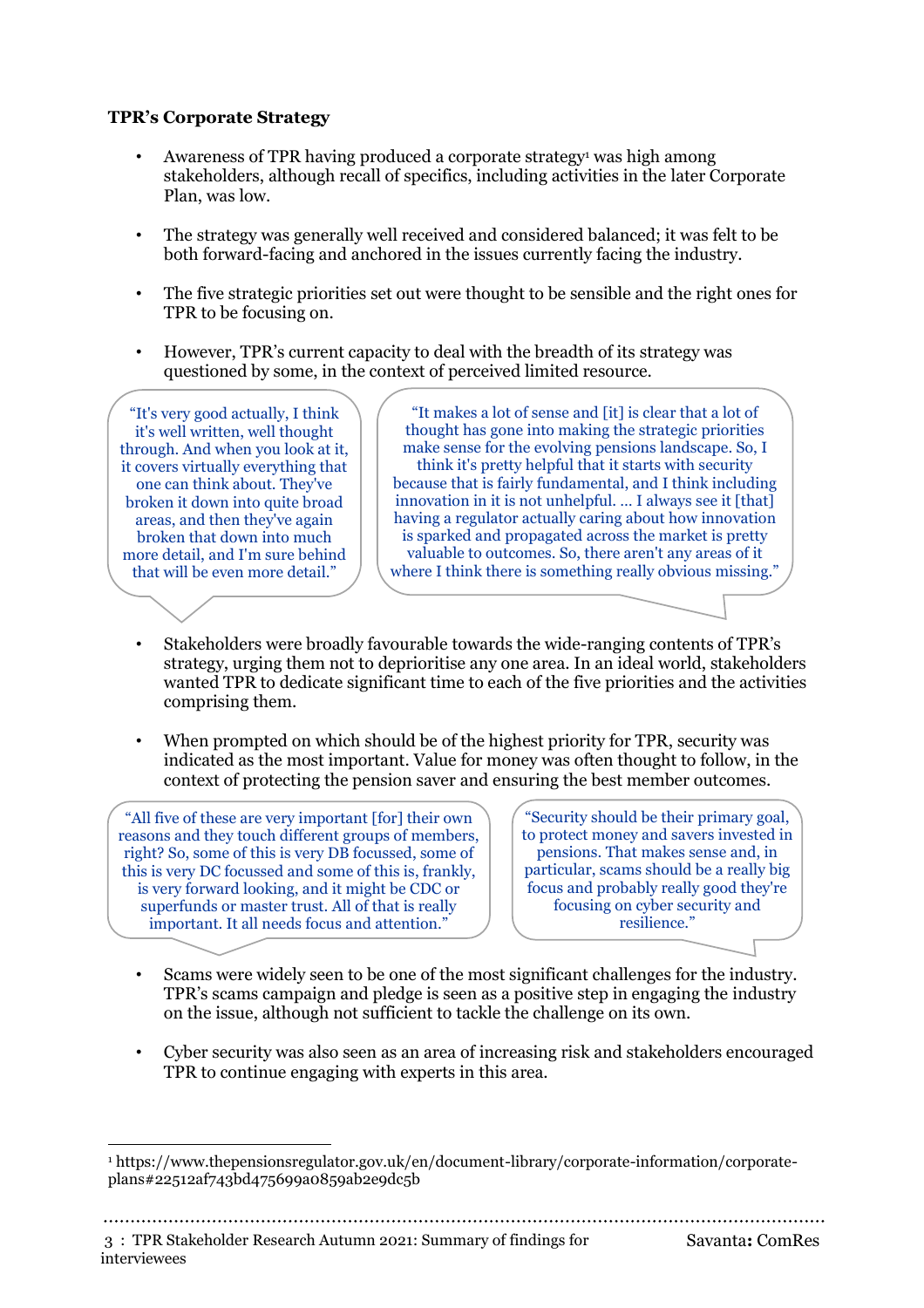**TPR's Corporate Strategy**

- Awareness of TPR having produced a corporate strategy[1] was high among stakeholders, although recall of specifics, including activities in the later Corporate Plan, was low.

- The strategy was generally well received and considered balanced; it was felt to be both forward-facing and anchored in the issues currently facing the industry.

- The five strategic priorities set out were thought to be sensible and the right ones for TPR to be focusing on.

- However, TPR's current capacity to deal with the breadth of its strategy was questioned by some, in the context of perceived limited resource.

> "It's very good actually, I think it's well written, well thought through. And when you look at it, it covers virtually everything that one can think about. They've broken it down into quite broad areas, and then they've again broken that down into much more detail, and I'm sure behind that will be even more detail."

> "It makes a lot of sense and [it] is clear that a lot of thought has gone into making the strategic priorities make sense for the evolving pensions landscape. So, I think it's pretty helpful that it starts with security because that is fairly fundamental, and I think including innovation in it is not unhelpful. … I always see it [that] having a regulator actually caring about how innovation is sparked and propagated across the market is pretty valuable to outcomes. So, there aren't any areas of it where I think there is something really obvious missing."

- Stakeholders were broadly favourable towards the wide-ranging contents of TPR's strategy, urging them not to deprioritise any one area. In an ideal world, stakeholders wanted TPR to dedicate significant time to each of the five priorities and the activities comprising them.

- When prompted on which should be of the highest priority for TPR, security was indicated as the most important. Value for money was often thought to follow, in the context of protecting the pension saver and ensuring the best member outcomes.

> "All five of these are very important [for] their own reasons and they touch different groups of members, right? So, some of this is very DB focussed, some of this is very DC focussed and some of this is, frankly, is very forward looking, and it might be CDC or superfunds or master trust. All of that is really important. It all needs focus and attention."

> "Security should be their primary goal, to protect money and savers invested in pensions. That makes sense and, in particular, scams should be a really big focus and probably really good they're focusing on cyber security and resilience."

- Scams were widely seen to be one of the most significant challenges for the industry. TPR's scams campaign and pledge is seen as a positive step in engaging the industry on the issue, although not sufficient to tackle the challenge on its own.

- Cyber security was also seen as an area of increasing risk and stakeholders encouraged TPR to continue engaging with experts in this area.

---

[1] https://www.thepensionsregulator.gov.uk/en/document-library/corporate-information/corporate-plans#22512af743bd475699a0859ab2e9dc5b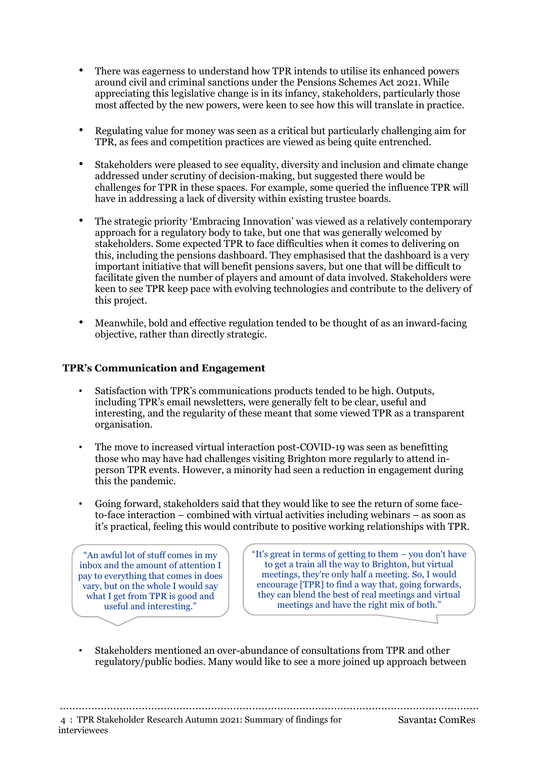- There was eagerness to understand how TPR intends to utilise its enhanced powers around civil and criminal sanctions under the Pensions Schemes Act 2021. While appreciating this legislative change is in its infancy, stakeholders, particularly those most affected by the new powers, were keen to see how this will translate in practice.

- Regulating value for money was seen as a critical but particularly challenging aim for TPR, as fees and competition practices are viewed as being quite entrenched.

- Stakeholders were pleased to see equality, diversity and inclusion and climate change addressed under scrutiny of decision-making, but suggested there would be challenges for TPR in these spaces. For example, some queried the influence TPR will have in addressing a lack of diversity within existing trustee boards.

- The strategic priority 'Embracing Innovation' was viewed as a relatively contemporary approach for a regulatory body to take, but one that was generally welcomed by stakeholders. Some expected TPR to face difficulties when it comes to delivering on this, including the pensions dashboard. They emphasised that the dashboard is a very important initiative that will benefit pensions savers, but one that will be difficult to facilitate given the number of players and amount of data involved. Stakeholders were keen to see TPR keep pace with evolving technologies and contribute to the delivery of this project.

- Meanwhile, bold and effective regulation tended to be thought of as an inward-facing objective, rather than directly strategic.

### TPR's Communication and Engagement

- Satisfaction with TPR's communications products tended to be high. Outputs, including TPR's email newsletters, were generally felt to be clear, useful and interesting, and the regularity of these meant that some viewed TPR as a transparent organisation.

- The move to increased virtual interaction post-COVID-19 was seen as benefitting those who may have had challenges visiting Brighton more regularly to attend in-person TPR events. However, a minority had seen a reduction in engagement during this the pandemic.

- Going forward, stakeholders said that they would like to see the return of some face-to-face interaction – combined with virtual activities including webinars – as soon as it's practical, feeling this would contribute to positive working relationships with TPR.

> "An awful lot of stuff comes in my inbox and the amount of attention I pay to everything that comes in does vary, but on the whole I would say what I get from TPR is good and useful and interesting."

> "It's great in terms of getting to them – you don't have to get a train all the way to Brighton, but virtual meetings, they're only half a meeting. So, I would encourage [TPR] to find a way that, going forwards, they can blend the best of real meetings and virtual meetings and have the right mix of both."

- Stakeholders mentioned an over-abundance of consultations from TPR and other regulatory/public bodies. Many would like to see a more joined up approach between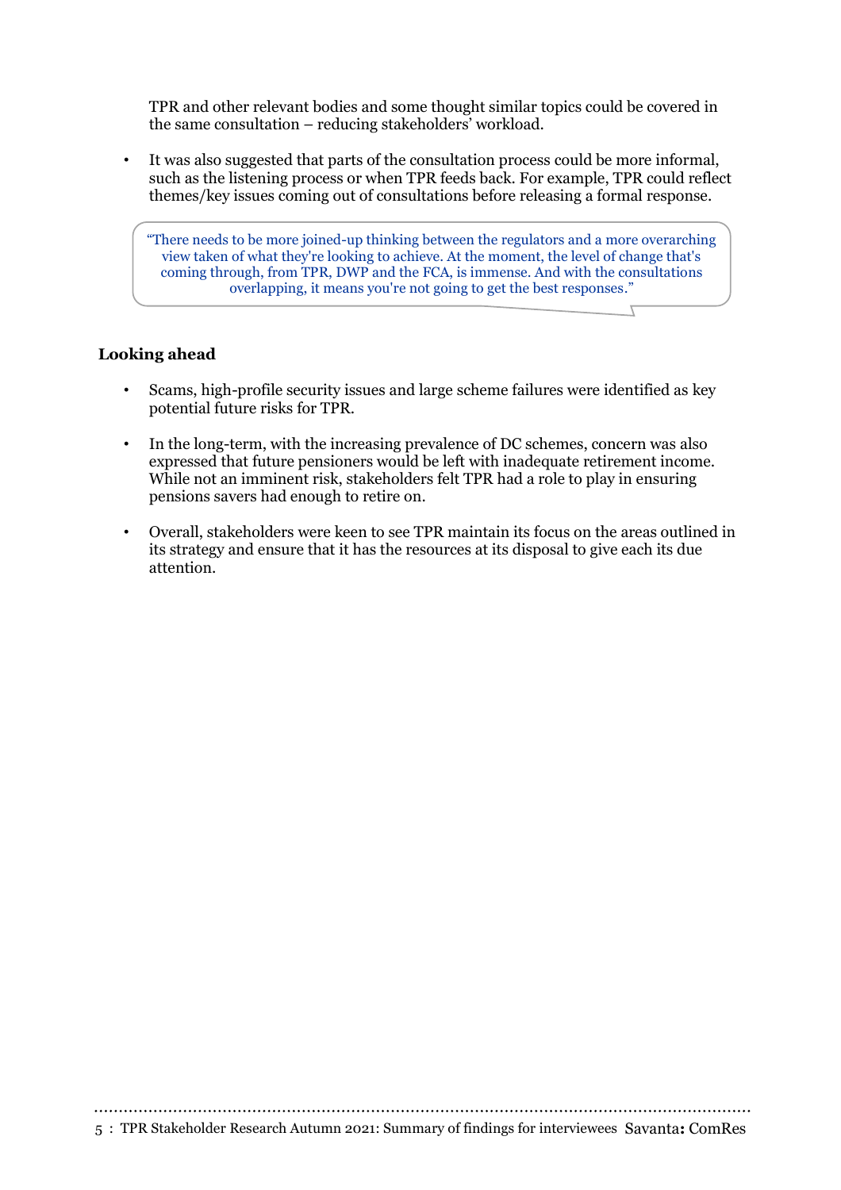TPR and other relevant bodies and some thought similar topics could be covered in the same consultation – reducing stakeholders' workload.

- It was also suggested that parts of the consultation process could be more informal, such as the listening process or when TPR feeds back. For example, TPR could reflect themes/key issues coming out of consultations before releasing a formal response.

> "There needs to be more joined-up thinking between the regulators and a more overarching view taken of what they're looking to achieve. At the moment, the level of change that's coming through, from TPR, DWP and the FCA, is immense. And with the consultations overlapping, it means you're not going to get the best responses."

**Looking ahead**

- Scams, high-profile security issues and large scheme failures were identified as key potential future risks for TPR.
- In the long-term, with the increasing prevalence of DC schemes, concern was also expressed that future pensioners would be left with inadequate retirement income. While not an imminent risk, stakeholders felt TPR had a role to play in ensuring pensions savers had enough to retire on.
- Overall, stakeholders were keen to see TPR maintain its focus on the areas outlined in its strategy and ensure that it has the resources at its disposal to give each its due attention.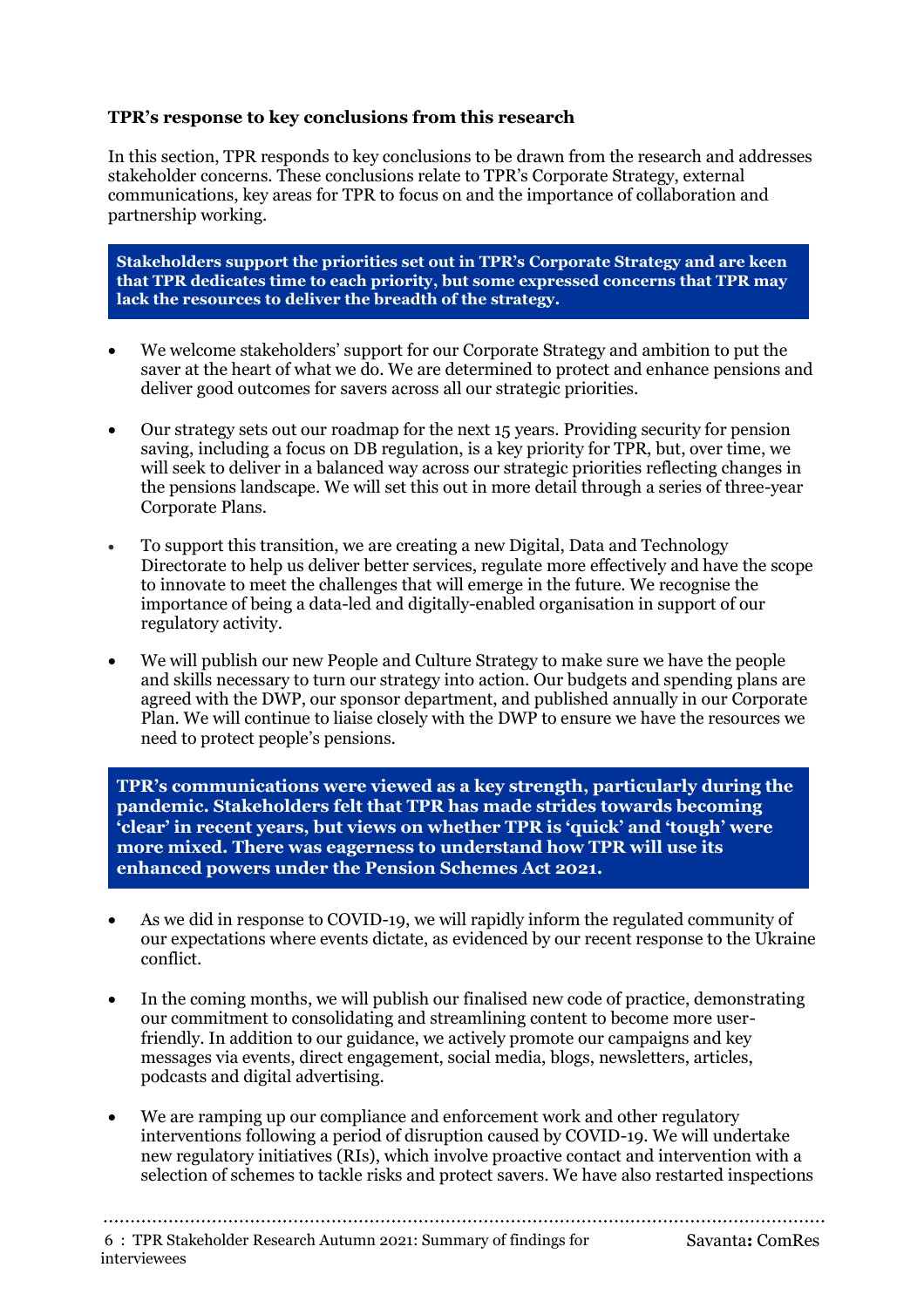**TPR's response to key conclusions from this research**

In this section, TPR responds to key conclusions to be drawn from the research and addresses stakeholder concerns. These conclusions relate to TPR's Corporate Strategy, external communications, key areas for TPR to focus on and the importance of collaboration and partnership working.

**Stakeholders support the priorities set out in TPR's Corporate Strategy and are keen that TPR dedicates time to each priority, but some expressed concerns that TPR may lack the resources to deliver the breadth of the strategy.**

- We welcome stakeholders' support for our Corporate Strategy and ambition to put the saver at the heart of what we do. We are determined to protect and enhance pensions and deliver good outcomes for savers across all our strategic priorities.
- Our strategy sets out our roadmap for the next 15 years. Providing security for pension saving, including a focus on DB regulation, is a key priority for TPR, but, over time, we will seek to deliver in a balanced way across our strategic priorities reflecting changes in the pensions landscape. We will set this out in more detail through a series of three-year Corporate Plans.
- To support this transition, we are creating a new Digital, Data and Technology Directorate to help us deliver better services, regulate more effectively and have the scope to innovate to meet the challenges that will emerge in the future. We recognise the importance of being a data-led and digitally-enabled organisation in support of our regulatory activity.
- We will publish our new People and Culture Strategy to make sure we have the people and skills necessary to turn our strategy into action. Our budgets and spending plans are agreed with the DWP, our sponsor department, and published annually in our Corporate Plan. We will continue to liaise closely with the DWP to ensure we have the resources we need to protect people's pensions.

**TPR's communications were viewed as a key strength, particularly during the pandemic. Stakeholders felt that TPR has made strides towards becoming 'clear' in recent years, but views on whether TPR is 'quick' and 'tough' were more mixed. There was eagerness to understand how TPR will use its enhanced powers under the Pension Schemes Act 2021.**

- As we did in response to COVID-19, we will rapidly inform the regulated community of our expectations where events dictate, as evidenced by our recent response to the Ukraine conflict.
- In the coming months, we will publish our finalised new code of practice, demonstrating our commitment to consolidating and streamlining content to become more user-friendly. In addition to our guidance, we actively promote our campaigns and key messages via events, direct engagement, social media, blogs, newsletters, articles, podcasts and digital advertising.
- We are ramping up our compliance and enforcement work and other regulatory interventions following a period of disruption caused by COVID-19. We will undertake new regulatory initiatives (RIs), which involve proactive contact and intervention with a selection of schemes to tackle risks and protect savers. We have also restarted inspections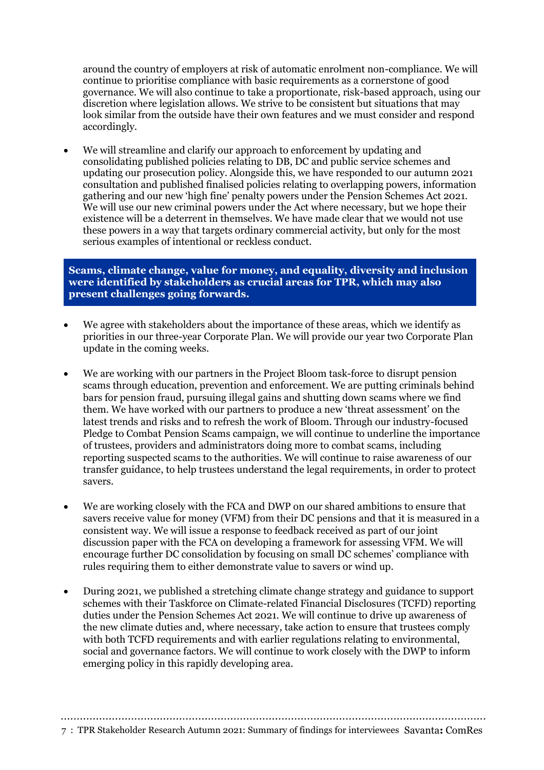around the country of employers at risk of automatic enrolment non-compliance. We will continue to prioritise compliance with basic requirements as a cornerstone of good governance. We will also continue to take a proportionate, risk-based approach, using our discretion where legislation allows. We strive to be consistent but situations that may look similar from the outside have their own features and we must consider and respond accordingly.

- We will streamline and clarify our approach to enforcement by updating and consolidating published policies relating to DB, DC and public service schemes and updating our prosecution policy. Alongside this, we have responded to our autumn 2021 consultation and published finalised policies relating to overlapping powers, information gathering and our new 'high fine' penalty powers under the Pension Schemes Act 2021. We will use our new criminal powers under the Act where necessary, but we hope their existence will be a deterrent in themselves. We have made clear that we would not use these powers in a way that targets ordinary commercial activity, but only for the most serious examples of intentional or reckless conduct.

**Scams, climate change, value for money, and equality, diversity and inclusion were identified by stakeholders as crucial areas for TPR, which may also present challenges going forwards.**

- We agree with stakeholders about the importance of these areas, which we identify as priorities in our three-year Corporate Plan. We will provide our year two Corporate Plan update in the coming weeks.

- We are working with our partners in the Project Bloom task-force to disrupt pension scams through education, prevention and enforcement. We are putting criminals behind bars for pension fraud, pursuing illegal gains and shutting down scams where we find them. We have worked with our partners to produce a new 'threat assessment' on the latest trends and risks and to refresh the work of Bloom. Through our industry-focused Pledge to Combat Pension Scams campaign, we will continue to underline the importance of trustees, providers and administrators doing more to combat scams, including reporting suspected scams to the authorities. We will continue to raise awareness of our transfer guidance, to help trustees understand the legal requirements, in order to protect savers.

- We are working closely with the FCA and DWP on our shared ambitions to ensure that savers receive value for money (VFM) from their DC pensions and that it is measured in a consistent way. We will issue a response to feedback received as part of our joint discussion paper with the FCA on developing a framework for assessing VFM. We will encourage further DC consolidation by focusing on small DC schemes' compliance with rules requiring them to either demonstrate value to savers or wind up.

- During 2021, we published a stretching climate change strategy and guidance to support schemes with their Taskforce on Climate-related Financial Disclosures (TCFD) reporting duties under the Pension Schemes Act 2021. We will continue to drive up awareness of the new climate duties and, where necessary, take action to ensure that trustees comply with both TCFD requirements and with earlier regulations relating to environmental, social and governance factors. We will continue to work closely with the DWP to inform emerging policy in this rapidly developing area.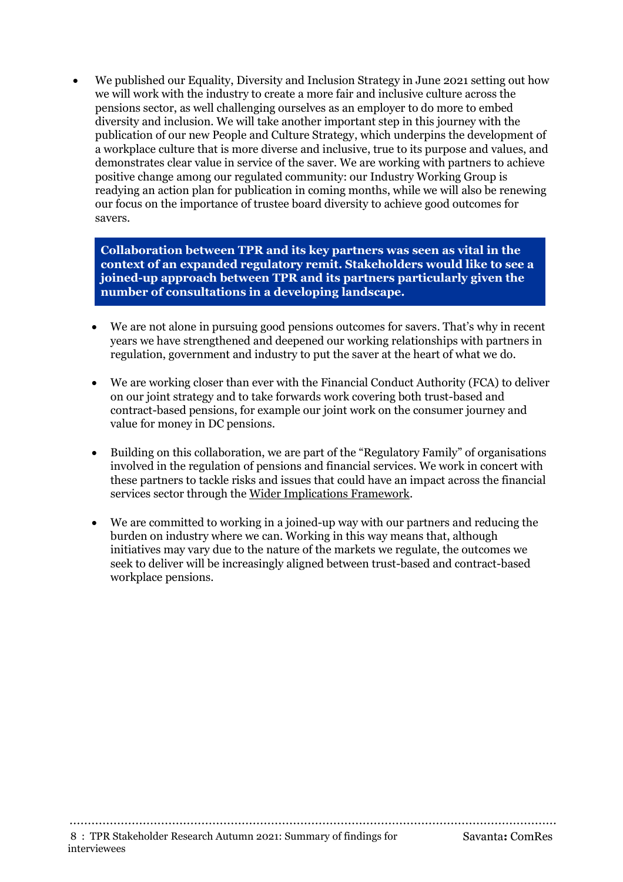- We published our Equality, Diversity and Inclusion Strategy in June 2021 setting out how we will work with the industry to create a more fair and inclusive culture across the pensions sector, as well challenging ourselves as an employer to do more to embed diversity and inclusion. We will take another important step in this journey with the publication of our new People and Culture Strategy, which underpins the development of a workplace culture that is more diverse and inclusive, true to its purpose and values, and demonstrates clear value in service of the saver. We are working with partners to achieve positive change among our regulated community: our Industry Working Group is readying an action plan for publication in coming months, while we will also be renewing our focus on the importance of trustee board diversity to achieve good outcomes for savers.

**Collaboration between TPR and its key partners was seen as vital in the context of an expanded regulatory remit. Stakeholders would like to see a joined-up approach between TPR and its partners particularly given the number of consultations in a developing landscape.**

- We are not alone in pursuing good pensions outcomes for savers. That's why in recent years we have strengthened and deepened our working relationships with partners in regulation, government and industry to put the saver at the heart of what we do.

- We are working closer than ever with the Financial Conduct Authority (FCA) to deliver on our joint strategy and to take forwards work covering both trust-based and contract-based pensions, for example our joint work on the consumer journey and value for money in DC pensions.

- Building on this collaboration, we are part of the "Regulatory Family" of organisations involved in the regulation of pensions and financial services. We work in concert with these partners to tackle risks and issues that could have an impact across the financial services sector through the Wider Implications Framework.

- We are committed to working in a joined-up way with our partners and reducing the burden on industry where we can. Working in this way means that, although initiatives may vary due to the nature of the markets we regulate, the outcomes we seek to deliver will be increasingly aligned between trust-based and contract-based workplace pensions.